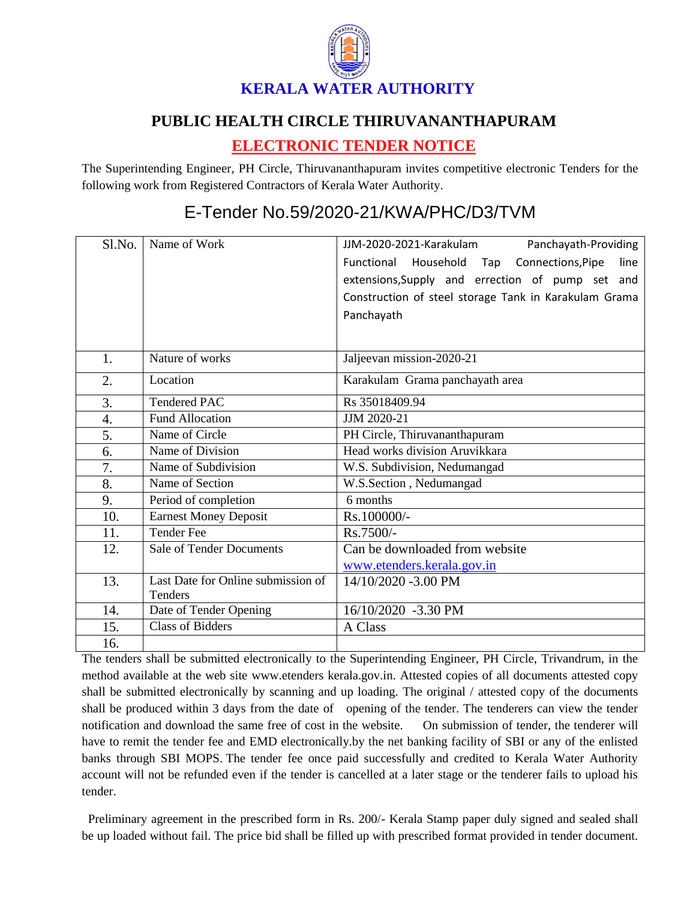# KERALA WATER AUTHORITY

## PUBLIC HEALTH CIRCLE THIRUVANANTHAPURAM

## ELECTRONIC TENDER NOTICE

The Superintending Engineer, PH Circle, Thiruvananthapuram invites competitive electronic Tenders for the following work from Registered Contractors of Kerala Water Authority.

## E-Tender No.59/2020-21/KWA/PHC/D3/TVM

| Sl.No. | Name of Work | JJM-2020-2021-Karakulam Panchayath-Providing Functional Household Tap Connections,Pipe line extensions,Supply and errection of pump set and Construction of steel storage Tank in Karakulam Grama Panchayath |
|---|---|---|
| 1. | Nature of works | Jaljeevan mission-2020-21 |
| 2. | Location | Karakulam Grama panchayath area |
| 3. | Tendered PAC | Rs 35018409.94 |
| 4. | Fund Allocation | JJM 2020-21 |
| 5. | Name of Circle | PH Circle, Thiruvananthapuram |
| 6. | Name of Division | Head works division Aruvikkara |
| 7. | Name of Subdivision | W.S. Subdivision, Nedumangad |
| 8. | Name of Section | W.S.Section , Nedumangad |
| 9. | Period of completion | 6 months |
| 10. | Earnest Money Deposit | Rs.100000/- |
| 11. | Tender Fee | Rs.7500/- |
| 12. | Sale of Tender Documents | Can be downloaded from website www.etenders.kerala.gov.in |
| 13. | Last Date for Online submission of Tenders | 14/10/2020 -3.00 PM |
| 14. | Date of Tender Opening | 16/10/2020 -3.30 PM |
| 15. | Class of Bidders | A Class |
| 16. | | |

The tenders shall be submitted electronically to the Superintending Engineer, PH Circle, Trivandrum, in the method available at the web site www.etenders kerala.gov.in. Attested copies of all documents attested copy shall be submitted electronically by scanning and up loading. The original / attested copy of the documents shall be produced within 3 days from the date of opening of the tender. The tenderers can view the tender notification and download the same free of cost in the website. On submission of tender, the tenderer will have to remit the tender fee and EMD electronically.by the net banking facility of SBI or any of the enlisted banks through SBI MOPS. The tender fee once paid successfully and credited to Kerala Water Authority account will not be refunded even if the tender is cancelled at a later stage or the tenderer fails to upload his tender.

Preliminary agreement in the prescribed form in Rs. 200/- Kerala Stamp paper duly signed and sealed shall be up loaded without fail. The price bid shall be filled up with prescribed format provided in tender document.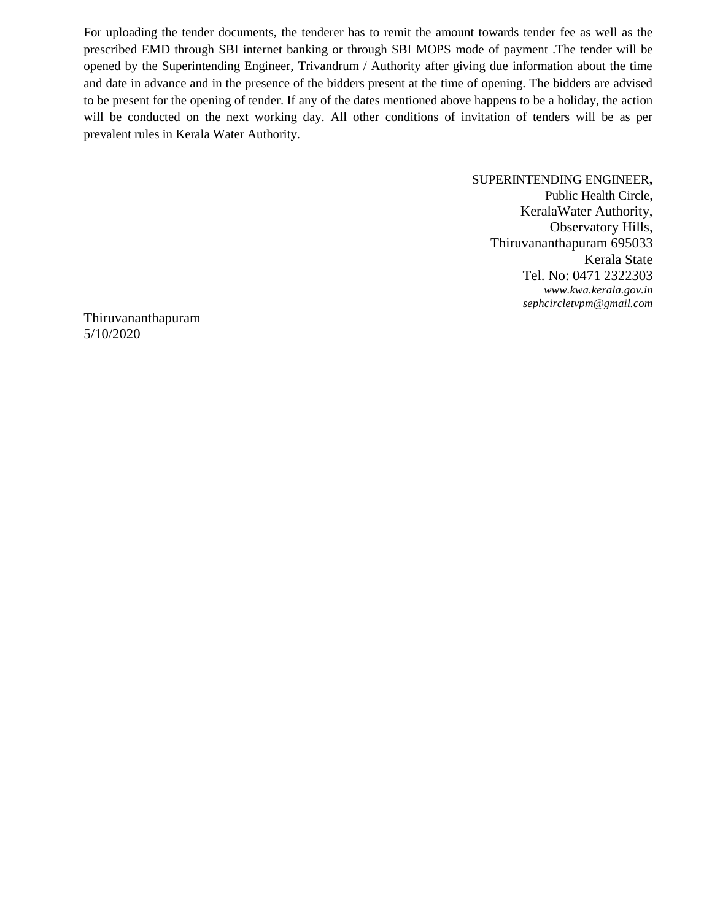For uploading the tender documents, the tenderer has to remit the amount towards tender fee as well as the prescribed EMD through SBI internet banking or through SBI MOPS mode of payment .The tender will be opened by the Superintending Engineer, Trivandrum / Authority after giving due information about the time and date in advance and in the presence of the bidders present at the time of opening. The bidders are advised to be present for the opening of tender. If any of the dates mentioned above happens to be a holiday, the action will be conducted on the next working day. All other conditions of invitation of tenders will be as per prevalent rules in Kerala Water Authority.

SUPERINTENDING ENGINEER,
Public Health Circle,
KeralaWater Authority,
Observatory Hills,
Thiruvananthapuram 695033
Kerala State
Tel. No: 0471 2322303
*www.kwa.kerala.gov.in*
*sephcircletvpm@gmail.com*

Thiruvananthapuram
5/10/2020